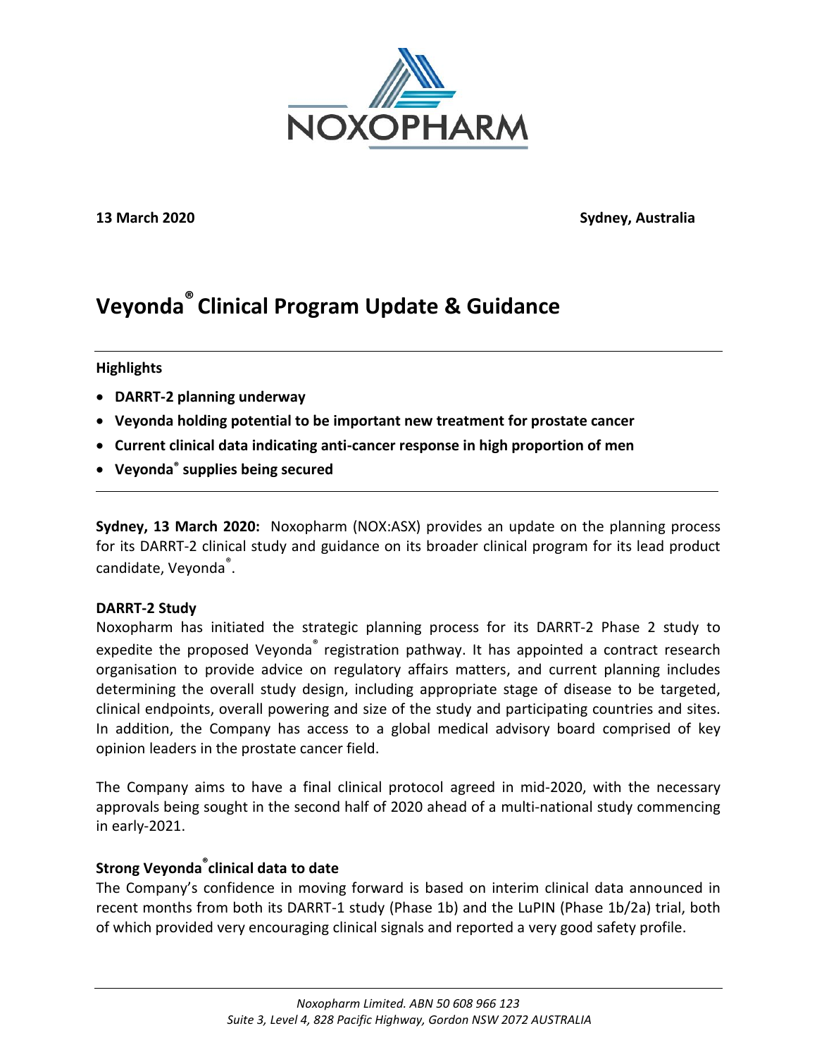NOXOPHARM

**13 March 2020** **Sydney, Australia**

# Veyonda® Clinical Program Update & Guidance

**Highlights**

- **DARRT-2 planning underway**
- **Veyonda holding potential to be important new treatment for prostate cancer**
- **Current clinical data indicating anti-cancer response in high proportion of men**
- **Veyonda® supplies being secured**

**Sydney, 13 March 2020:** Noxopharm (NOX:ASX) provides an update on the planning process for its DARRT-2 clinical study and guidance on its broader clinical program for its lead product candidate, Veyonda®.

**DARRT-2 Study**

Noxopharm has initiated the strategic planning process for its DARRT-2 Phase 2 study to expedite the proposed Veyonda® registration pathway. It has appointed a contract research organisation to provide advice on regulatory affairs matters, and current planning includes determining the overall study design, including appropriate stage of disease to be targeted, clinical endpoints, overall powering and size of the study and participating countries and sites. In addition, the Company has access to a global medical advisory board comprised of key opinion leaders in the prostate cancer field.

The Company aims to have a final clinical protocol agreed in mid-2020, with the necessary approvals being sought in the second half of 2020 ahead of a multi-national study commencing in early-2021.

**Strong Veyonda® clinical data to date**

The Company's confidence in moving forward is based on interim clinical data announced in recent months from both its DARRT-1 study (Phase 1b) and the LuPIN (Phase 1b/2a) trial, both of which provided very encouraging clinical signals and reported a very good safety profile.

*Noxopharm Limited. ABN 50 608 966 123*
*Suite 3, Level 4, 828 Pacific Highway, Gordon NSW 2072 AUSTRALIA*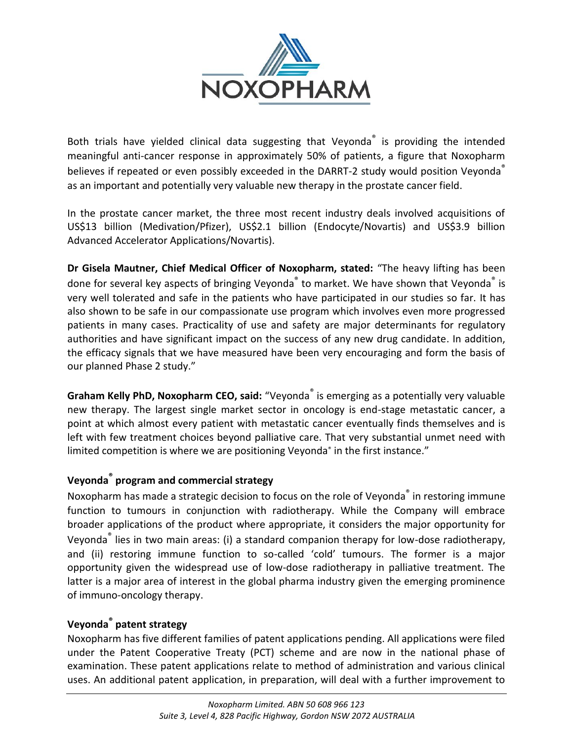Both trials have yielded clinical data suggesting that Veyonda® is providing the intended meaningful anti-cancer response in approximately 50% of patients, a figure that Noxopharm believes if repeated or even possibly exceeded in the DARRT-2 study would position Veyonda® as an important and potentially very valuable new therapy in the prostate cancer field.

In the prostate cancer market, the three most recent industry deals involved acquisitions of US$13 billion (Medivation/Pfizer), US$2.1 billion (Endocyte/Novartis) and US$3.9 billion Advanced Accelerator Applications/Novartis).

**Dr Gisela Mautner, Chief Medical Officer of Noxopharm, stated:** "The heavy lifting has been done for several key aspects of bringing Veyonda® to market. We have shown that Veyonda® is very well tolerated and safe in the patients who have participated in our studies so far. It has also shown to be safe in our compassionate use program which involves even more progressed patients in many cases. Practicality of use and safety are major determinants for regulatory authorities and have significant impact on the success of any new drug candidate. In addition, the efficacy signals that we have measured have been very encouraging and form the basis of our planned Phase 2 study."

**Graham Kelly PhD, Noxopharm CEO, said:** "Veyonda® is emerging as a potentially very valuable new therapy. The largest single market sector in oncology is end-stage metastatic cancer, a point at which almost every patient with metastatic cancer eventually finds themselves and is left with few treatment choices beyond palliative care. That very substantial unmet need with limited competition is where we are positioning Veyonda® in the first instance."

## Veyonda® program and commercial strategy

Noxopharm has made a strategic decision to focus on the role of Veyonda® in restoring immune function to tumours in conjunction with radiotherapy. While the Company will embrace broader applications of the product where appropriate, it considers the major opportunity for Veyonda® lies in two main areas: (i) a standard companion therapy for low-dose radiotherapy, and (ii) restoring immune function to so-called 'cold' tumours. The former is a major opportunity given the widespread use of low-dose radiotherapy in palliative treatment. The latter is a major area of interest in the global pharma industry given the emerging prominence of immuno-oncology therapy.

## Veyonda® patent strategy

Noxopharm has five different families of patent applications pending. All applications were filed under the Patent Cooperative Treaty (PCT) scheme and are now in the national phase of examination. These patent applications relate to method of administration and various clinical uses. An additional patent application, in preparation, will deal with a further improvement to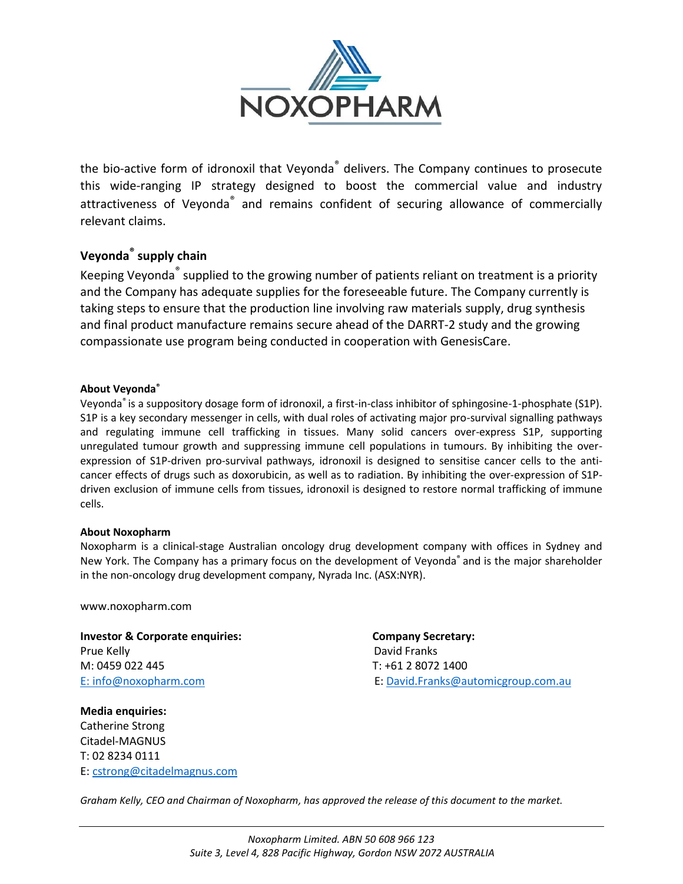the bio-active form of idronoxil that Veyonda® delivers. The Company continues to prosecute this wide-ranging IP strategy designed to boost the commercial value and industry attractiveness of Veyonda® and remains confident of securing allowance of commercially relevant claims.

## Veyonda® supply chain

Keeping Veyonda® supplied to the growing number of patients reliant on treatment is a priority and the Company has adequate supplies for the foreseeable future. The Company currently is taking steps to ensure that the production line involving raw materials supply, drug synthesis and final product manufacture remains secure ahead of the DARRT-2 study and the growing compassionate use program being conducted in cooperation with GenesisCare.

**About Veyonda®**

Veyonda® is a suppository dosage form of idronoxil, a first-in-class inhibitor of sphingosine-1-phosphate (S1P). S1P is a key secondary messenger in cells, with dual roles of activating major pro-survival signalling pathways and regulating immune cell trafficking in tissues. Many solid cancers over-express S1P, supporting unregulated tumour growth and suppressing immune cell populations in tumours. By inhibiting the over-expression of S1P-driven pro-survival pathways, idronoxil is designed to sensitise cancer cells to the anti-cancer effects of drugs such as doxorubicin, as well as to radiation. By inhibiting the over-expression of S1P-driven exclusion of immune cells from tissues, idronoxil is designed to restore normal trafficking of immune cells.

**About Noxopharm**

Noxopharm is a clinical-stage Australian oncology drug development company with offices in Sydney and New York. The Company has a primary focus on the development of Veyonda® and is the major shareholder in the non-oncology drug development company, Nyrada Inc. (ASX:NYR).

www.noxopharm.com

**Investor & Corporate enquiries:**
Prue Kelly
M: 0459 022 445
E: info@noxopharm.com

**Company Secretary:**
David Franks
T: +61 2 8072 1400
E: David.Franks@automicgroup.com.au

**Media enquiries:**
Catherine Strong
Citadel-MAGNUS
T: 02 8234 0111
E: cstrong@citadelmagnus.com

*Graham Kelly, CEO and Chairman of Noxopharm, has approved the release of this document to the market.*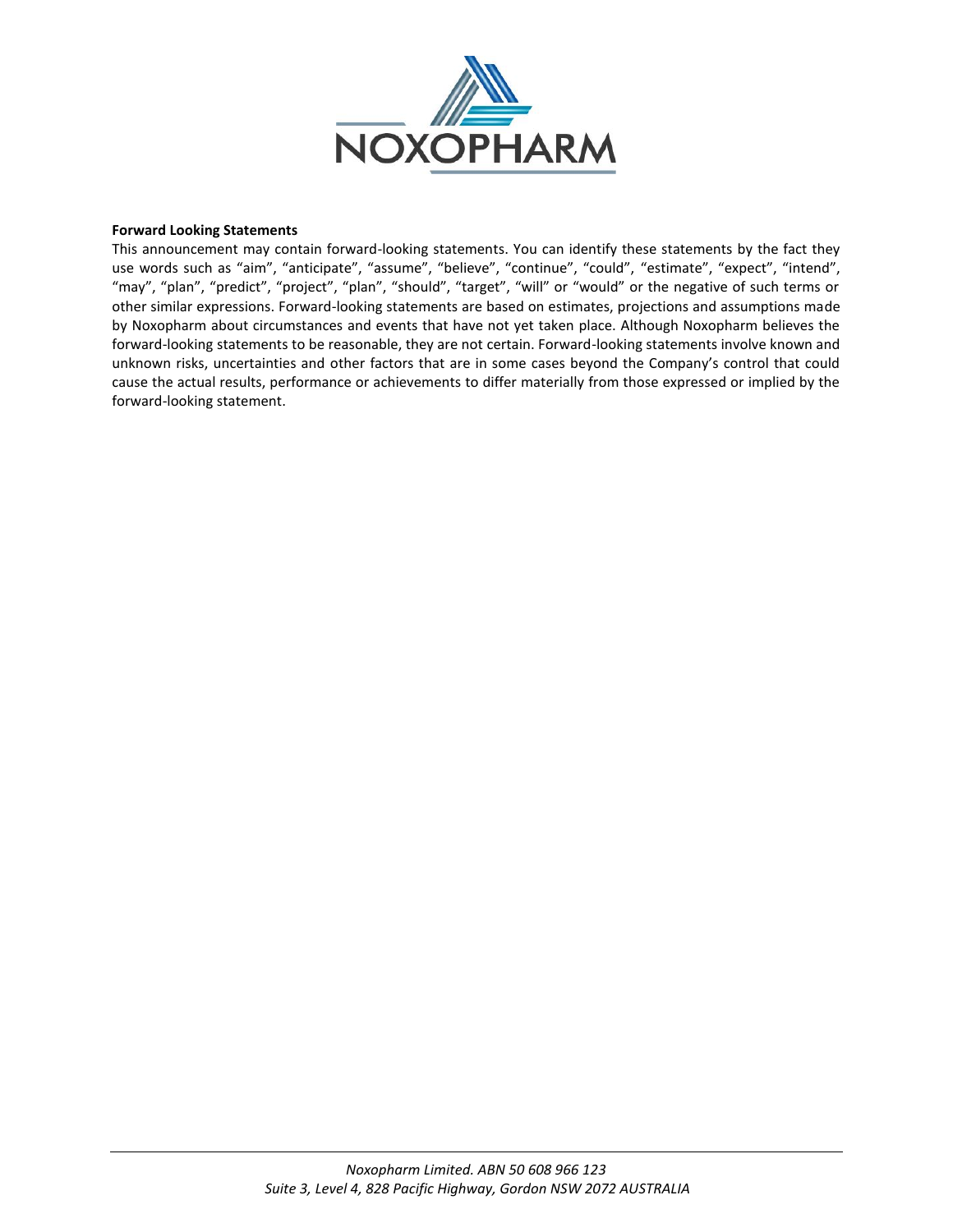**Forward Looking Statements**

This announcement may contain forward-looking statements. You can identify these statements by the fact they use words such as "aim", "anticipate", "assume", "believe", "continue", "could", "estimate", "expect", "intend", "may", "plan", "predict", "project", "plan", "should", "target", "will" or "would" or the negative of such terms or other similar expressions. Forward-looking statements are based on estimates, projections and assumptions made by Noxopharm about circumstances and events that have not yet taken place. Although Noxopharm believes the forward-looking statements to be reasonable, they are not certain. Forward-looking statements involve known and unknown risks, uncertainties and other factors that are in some cases beyond the Company's control that could cause the actual results, performance or achievements to differ materially from those expressed or implied by the forward-looking statement.